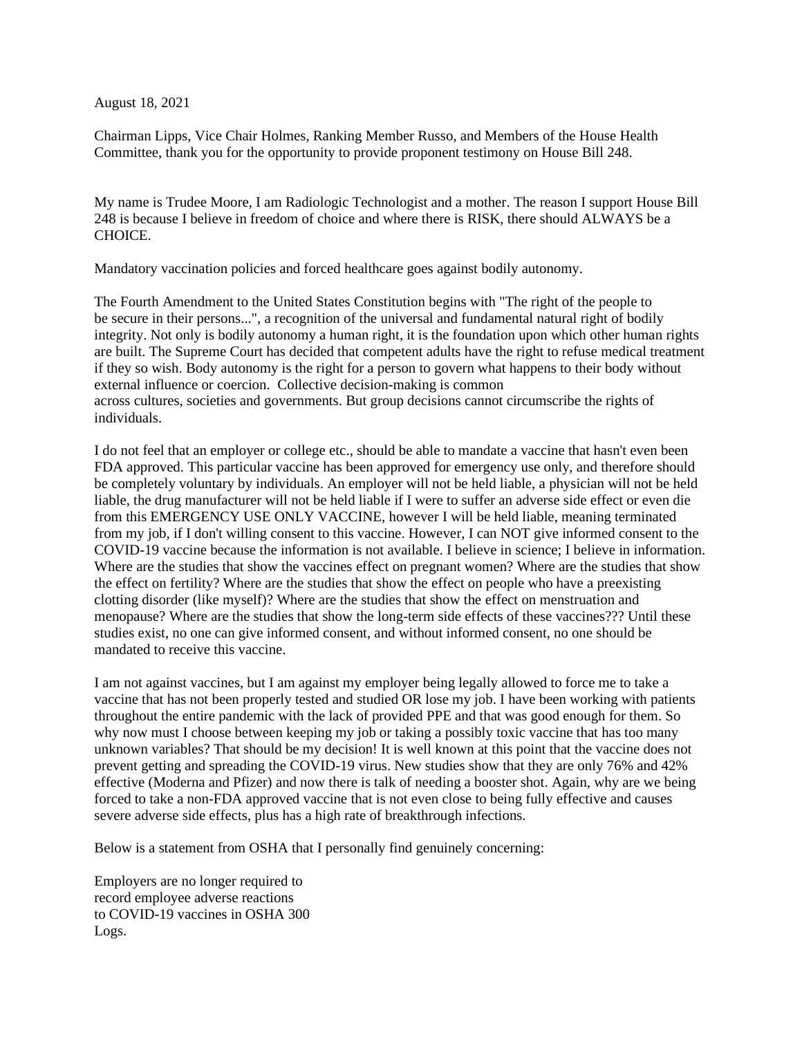August 18, 2021

Chairman Lipps, Vice Chair Holmes, Ranking Member Russo, and Members of the House Health Committee, thank you for the opportunity to provide proponent testimony on House Bill 248.

My name is Trudee Moore, I am Radiologic Technologist and a mother. The reason I support House Bill 248 is because I believe in freedom of choice and where there is RISK, there should ALWAYS be a CHOICE.

Mandatory vaccination policies and forced healthcare goes against bodily autonomy.

The Fourth Amendment to the United States Constitution begins with "The right of the people to be secure in their persons...", a recognition of the universal and fundamental natural right of bodily integrity. Not only is bodily autonomy a human right, it is the foundation upon which other human rights are built. The Supreme Court has decided that competent adults have the right to refuse medical treatment if they so wish. Body autonomy is the right for a person to govern what happens to their body without external influence or coercion. Collective decision-making is common across cultures, societies and governments. But group decisions cannot circumscribe the rights of individuals.

I do not feel that an employer or college etc., should be able to mandate a vaccine that hasn't even been FDA approved. This particular vaccine has been approved for emergency use only, and therefore should be completely voluntary by individuals. An employer will not be held liable, a physician will not be held liable, the drug manufacturer will not be held liable if I were to suffer an adverse side effect or even die from this EMERGENCY USE ONLY VACCINE, however I will be held liable, meaning terminated from my job, if I don't willing consent to this vaccine. However, I can NOT give informed consent to the COVID-19 vaccine because the information is not available. I believe in science; I believe in information. Where are the studies that show the vaccines effect on pregnant women? Where are the studies that show the effect on fertility? Where are the studies that show the effect on people who have a preexisting clotting disorder (like myself)? Where are the studies that show the effect on menstruation and menopause? Where are the studies that show the long-term side effects of these vaccines??? Until these studies exist, no one can give informed consent, and without informed consent, no one should be mandated to receive this vaccine.

I am not against vaccines, but I am against my employer being legally allowed to force me to take a vaccine that has not been properly tested and studied OR lose my job. I have been working with patients throughout the entire pandemic with the lack of provided PPE and that was good enough for them. So why now must I choose between keeping my job or taking a possibly toxic vaccine that has too many unknown variables? That should be my decision! It is well known at this point that the vaccine does not prevent getting and spreading the COVID-19 virus. New studies show that they are only 76% and 42% effective (Moderna and Pfizer) and now there is talk of needing a booster shot. Again, why are we being forced to take a non-FDA approved vaccine that is not even close to being fully effective and causes severe adverse side effects, plus has a high rate of breakthrough infections.

Below is a statement from OSHA that I personally find genuinely concerning:

Employers are no longer required to record employee adverse reactions to COVID-19 vaccines in OSHA 300 Logs.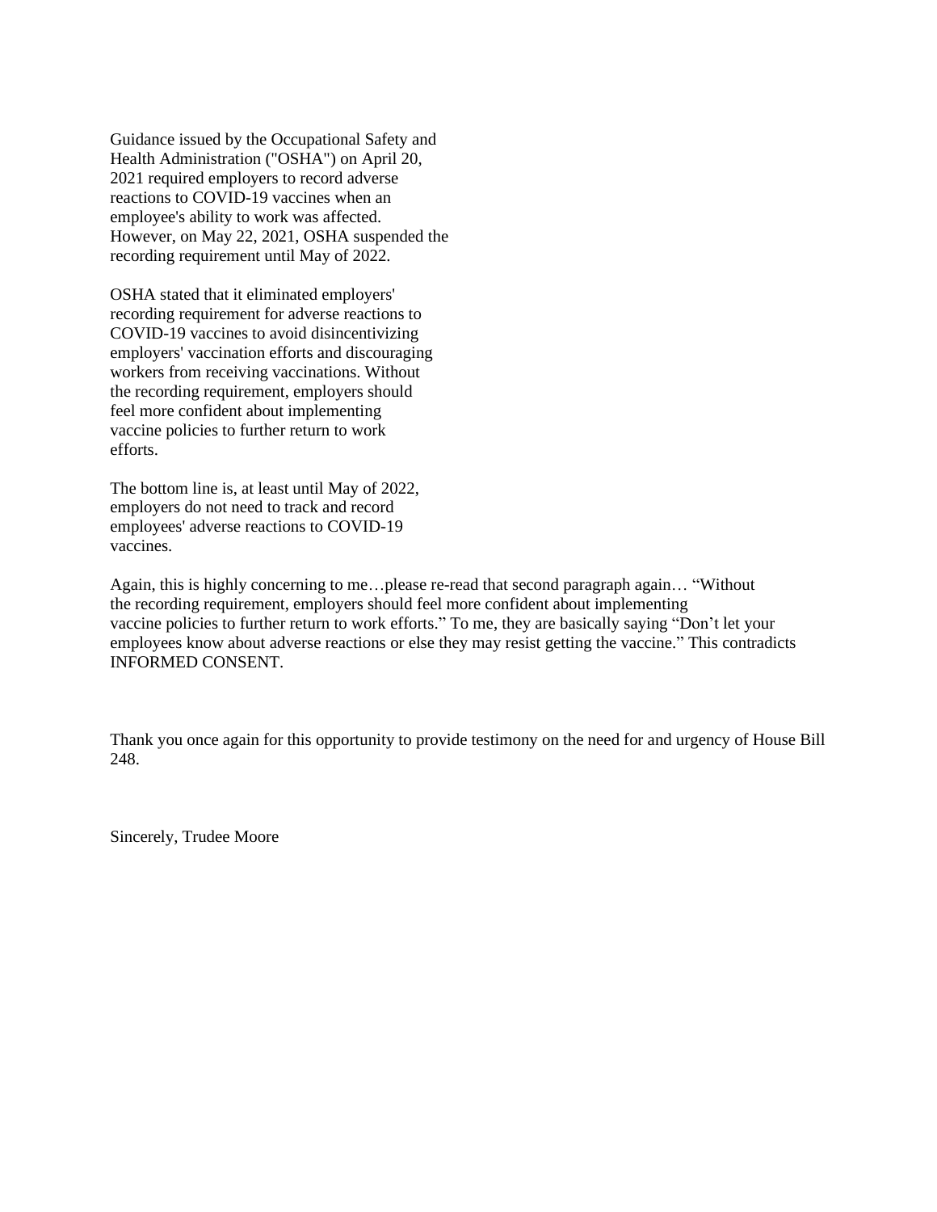Guidance issued by the Occupational Safety and Health Administration ("OSHA") on April 20, 2021 required employers to record adverse reactions to COVID-19 vaccines when an employee's ability to work was affected. However, on May 22, 2021, OSHA suspended the recording requirement until May of 2022.

OSHA stated that it eliminated employers' recording requirement for adverse reactions to COVID-19 vaccines to avoid disincentivizing employers' vaccination efforts and discouraging workers from receiving vaccinations. Without the recording requirement, employers should feel more confident about implementing vaccine policies to further return to work efforts.

The bottom line is, at least until May of 2022, employers do not need to track and record employees' adverse reactions to COVID-19 vaccines.

Again, this is highly concerning to me…please re-read that second paragraph again… "Without the recording requirement, employers should feel more confident about implementing vaccine policies to further return to work efforts." To me, they are basically saying "Don't let your employees know about adverse reactions or else they may resist getting the vaccine." This contradicts INFORMED CONSENT.

Thank you once again for this opportunity to provide testimony on the need for and urgency of House Bill 248.

Sincerely, Trudee Moore